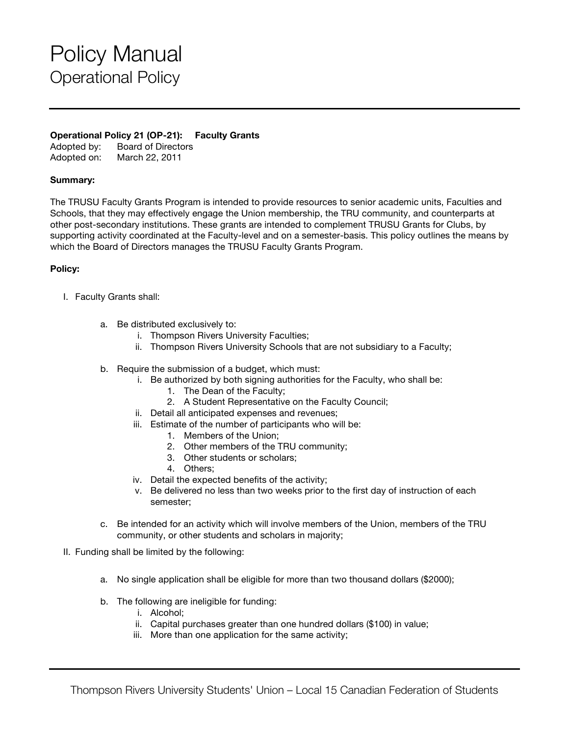# Policy Manual
## Operational Policy

**Operational Policy 21 (OP-21): Faculty Grants**
Adopted by: Board of Directors
Adopted on: March 22, 2011

**Summary:**

The TRUSU Faculty Grants Program is intended to provide resources to senior academic units, Faculties and Schools, that they may effectively engage the Union membership, the TRU community, and counterparts at other post-secondary institutions. These grants are intended to complement TRUSU Grants for Clubs, by supporting activity coordinated at the Faculty-level and on a semester-basis. This policy outlines the means by which the Board of Directors manages the TRUSU Faculty Grants Program.

**Policy:**

I. Faculty Grants shall:

   a. Be distributed exclusively to:
      i. Thompson Rivers University Faculties;
      ii. Thompson Rivers University Schools that are not subsidiary to a Faculty;

   b. Require the submission of a budget, which must:
      i. Be authorized by both signing authorities for the Faculty, who shall be:
         1. The Dean of the Faculty;
         2. A Student Representative on the Faculty Council;
      ii. Detail all anticipated expenses and revenues;
      iii. Estimate of the number of participants who will be:
         1. Members of the Union;
         2. Other members of the TRU community;
         3. Other students or scholars;
         4. Others;
      iv. Detail the expected benefits of the activity;
      v. Be delivered no less than two weeks prior to the first day of instruction of each semester;

   c. Be intended for an activity which will involve members of the Union, members of the TRU community, or other students and scholars in majority;

II. Funding shall be limited by the following:

   a. No single application shall be eligible for more than two thousand dollars ($2000);

   b. The following are ineligible for funding:
      i. Alcohol;
      ii. Capital purchases greater than one hundred dollars ($100) in value;
      iii. More than one application for the same activity;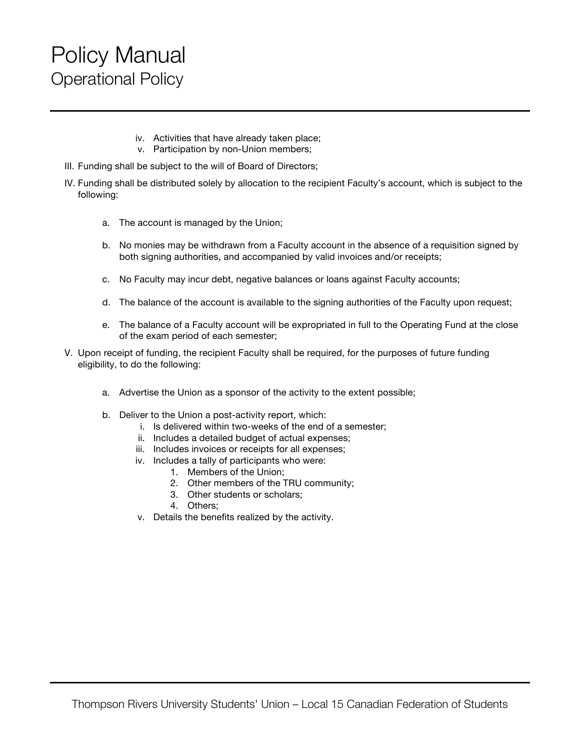iv. Activities that have already taken place;
v. Participation by non-Union members;

III. Funding shall be subject to the will of Board of Directors;

IV. Funding shall be distributed solely by allocation to the recipient Faculty's account, which is subject to the following:

   a. The account is managed by the Union;

   b. No monies may be withdrawn from a Faculty account in the absence of a requisition signed by both signing authorities, and accompanied by valid invoices and/or receipts;

   c. No Faculty may incur debt, negative balances or loans against Faculty accounts;

   d. The balance of the account is available to the signing authorities of the Faculty upon request;

   e. The balance of a Faculty account will be expropriated in full to the Operating Fund at the close of the exam period of each semester;

V. Upon receipt of funding, the recipient Faculty shall be required, for the purposes of future funding eligibility, to do the following:

   a. Advertise the Union as a sponsor of the activity to the extent possible;

   b. Deliver to the Union a post-activity report, which:
      i. Is delivered within two-weeks of the end of a semester;
      ii. Includes a detailed budget of actual expenses;
      iii. Includes invoices or receipts for all expenses;
      iv. Includes a tally of participants who were:
         1. Members of the Union;
         2. Other members of the TRU community;
         3. Other students or scholars;
         4. Others;
      v. Details the benefits realized by the activity.